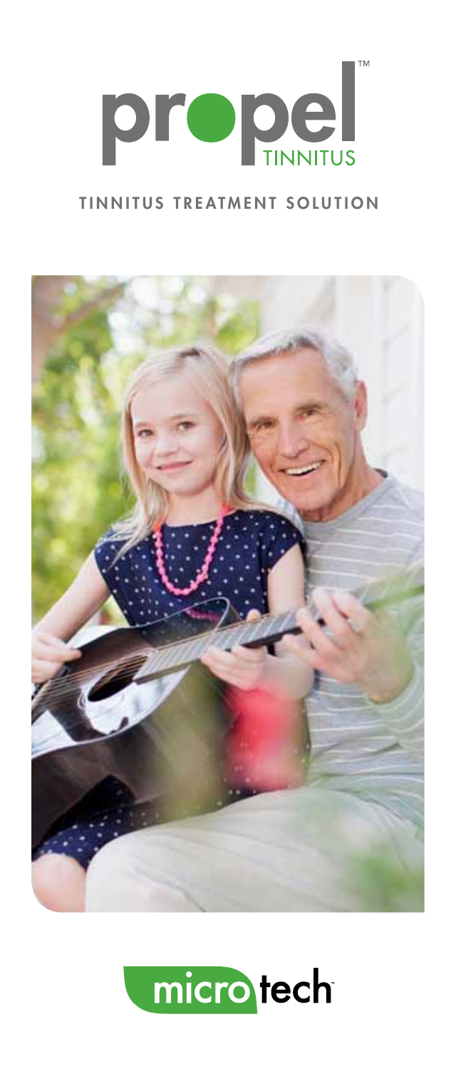# propel™ TINNITUS

## TINNITUS TREATMENT SOLUTION

microtech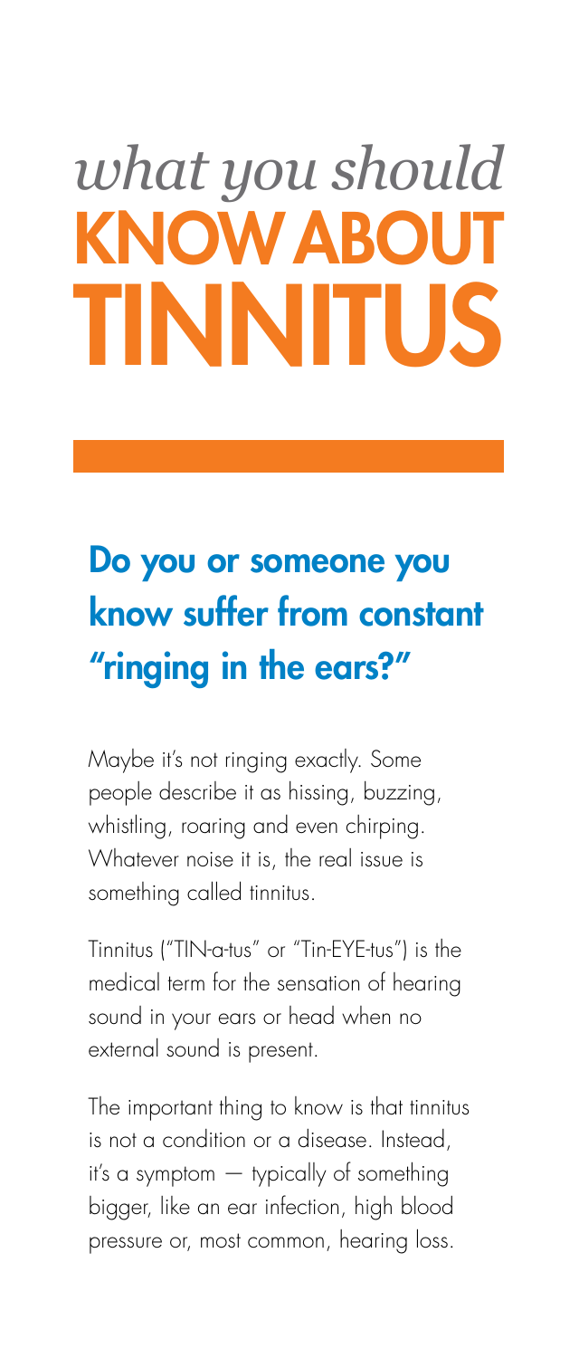# *what you should* KNOW ABOUT TINNITUS

## Do you or someone you know suffer from constant "ringing in the ears?"

Maybe it's not ringing exactly. Some people describe it as hissing, buzzing, whistling, roaring and even chirping. Whatever noise it is, the real issue is something called tinnitus.

Tinnitus ("TIN-a-tus" or "Tin-EYE-tus") is the medical term for the sensation of hearing sound in your ears or head when no external sound is present.

The important thing to know is that tinnitus is not a condition or a disease. Instead, it's a symptom — typically of something bigger, like an ear infection, high blood pressure or, most common, hearing loss.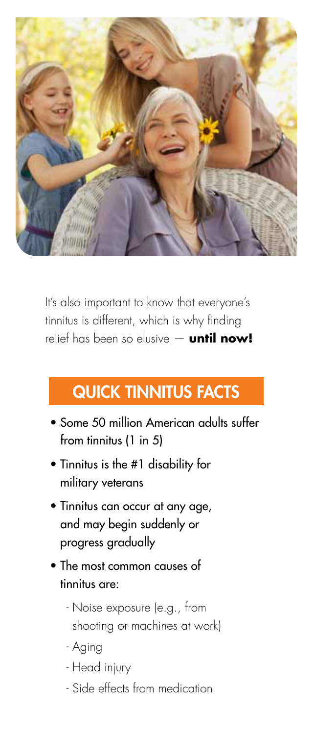It's also important to know that everyone's tinnitus is different, which is why finding relief has been so elusive — **until now!**

## QUICK TINNITUS FACTS

- Some 50 million American adults suffer from tinnitus (1 in 5)
- Tinnitus is the #1 disability for military veterans
- Tinnitus can occur at any age, and may begin suddenly or progress gradually
- The most common causes of tinnitus are:
  - Noise exposure (e.g., from shooting or machines at work)
  - Aging
  - Head injury
  - Side effects from medication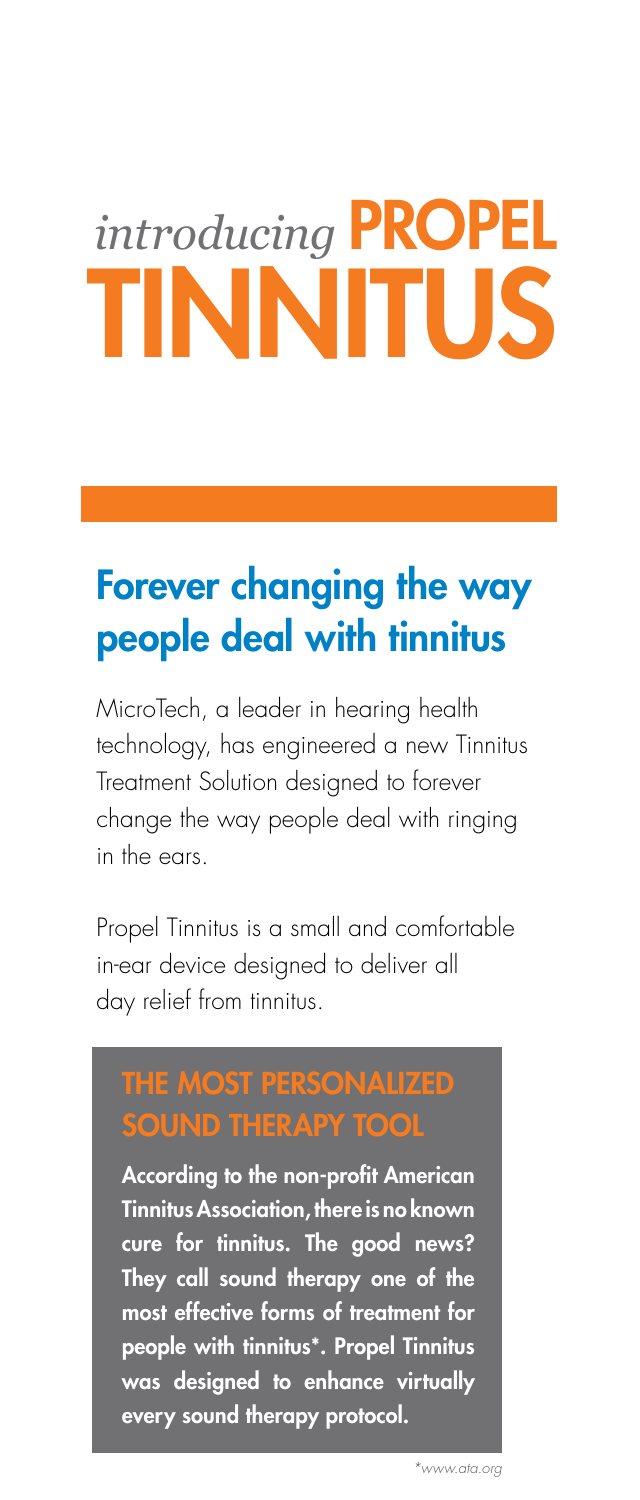# *introducing* PROPEL TINNITUS

## Forever changing the way people deal with tinnitus

MicroTech, a leader in hearing health technology, has engineered a new Tinnitus Treatment Solution designed to forever change the way people deal with ringing in the ears.

Propel Tinnitus is a small and comfortable in-ear device designed to deliver all day relief from tinnitus.

### THE MOST PERSONALIZED SOUND THERAPY TOOL

**According to the non-profit American Tinnitus Association, there is no known cure for tinnitus. The good news? They call sound therapy one of the most effective forms of treatment for people with tinnitus*. Propel Tinnitus was designed to enhance virtually every sound therapy protocol.**

*\*www.ata.org*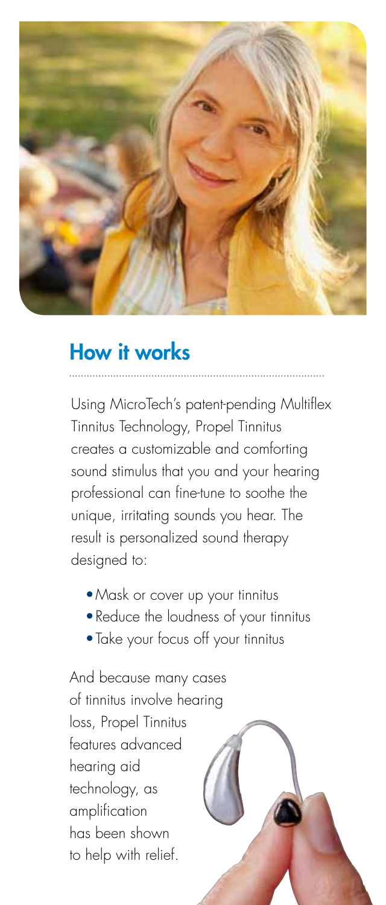## How it works

Using MicroTech's patent-pending Multiflex Tinnitus Technology, Propel Tinnitus creates a customizable and comforting sound stimulus that you and your hearing professional can fine-tune to soothe the unique, irritating sounds you hear. The result is personalized sound therapy designed to:

- Mask or cover up your tinnitus
- Reduce the loudness of your tinnitus
- Take your focus off your tinnitus

And because many cases of tinnitus involve hearing loss, Propel Tinnitus features advanced hearing aid technology, as amplification has been shown to help with relief.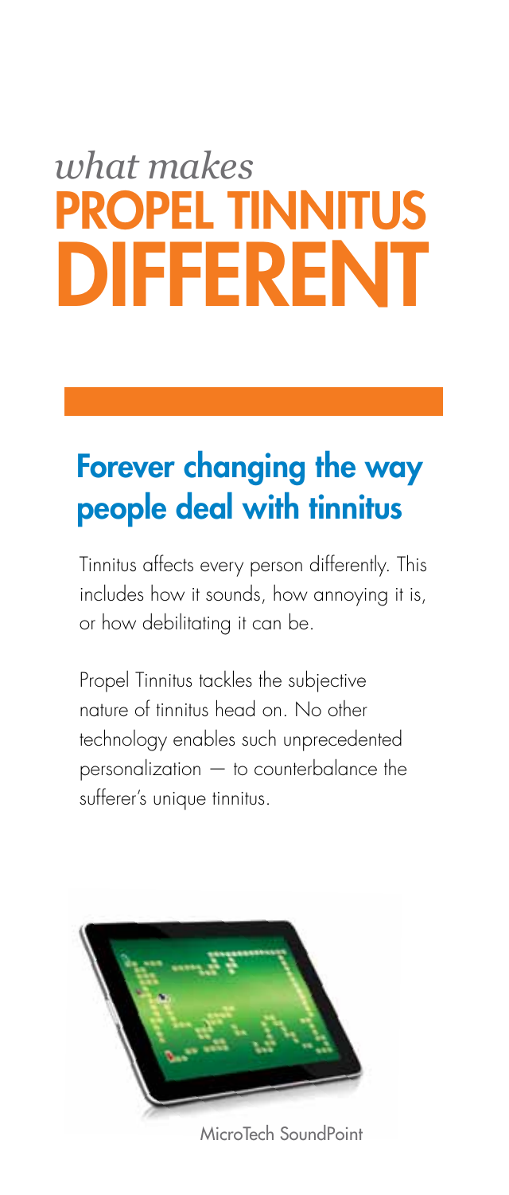# *what makes* PROPEL TINNITUS DIFFERENT

## Forever changing the way people deal with tinnitus

Tinnitus affects every person differently. This includes how it sounds, how annoying it is, or how debilitating it can be.

Propel Tinnitus tackles the subjective nature of tinnitus head on. No other technology enables such unprecedented personalization — to counterbalance the sufferer's unique tinnitus.

MicroTech SoundPoint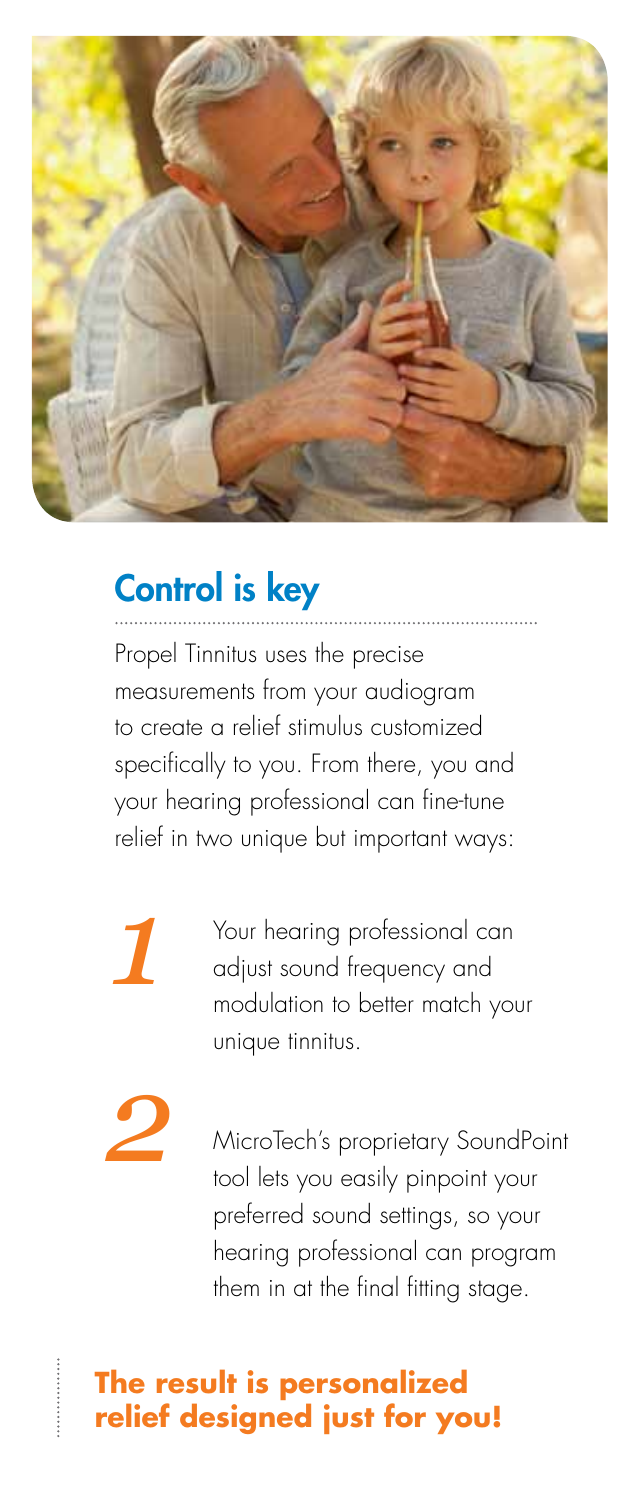## Control is key

Propel Tinnitus uses the precise measurements from your audiogram to create a relief stimulus customized specifically to you. From there, you and your hearing professional can fine-tune relief in two unique but important ways:

1. Your hearing professional can adjust sound frequency and modulation to better match your unique tinnitus.

2. MicroTech's proprietary SoundPoint tool lets you easily pinpoint your preferred sound settings, so your hearing professional can program them in at the final fitting stage.

**The result is personalized relief designed just for you!**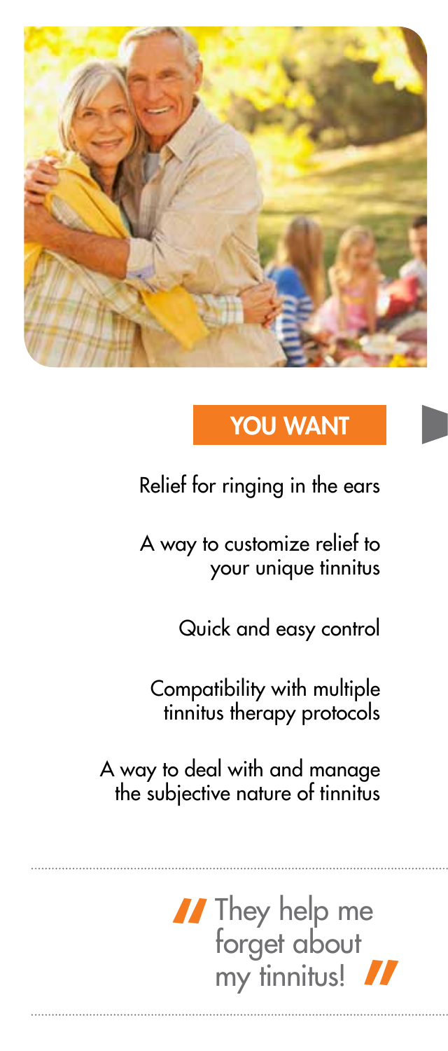## YOU WANT

- Relief for ringing in the ears
- A way to customize relief to your unique tinnitus
- Quick and easy control
- Compatibility with multiple tinnitus therapy protocols
- A way to deal with and manage the subjective nature of tinnitus

> "They help me forget about my tinnitus!"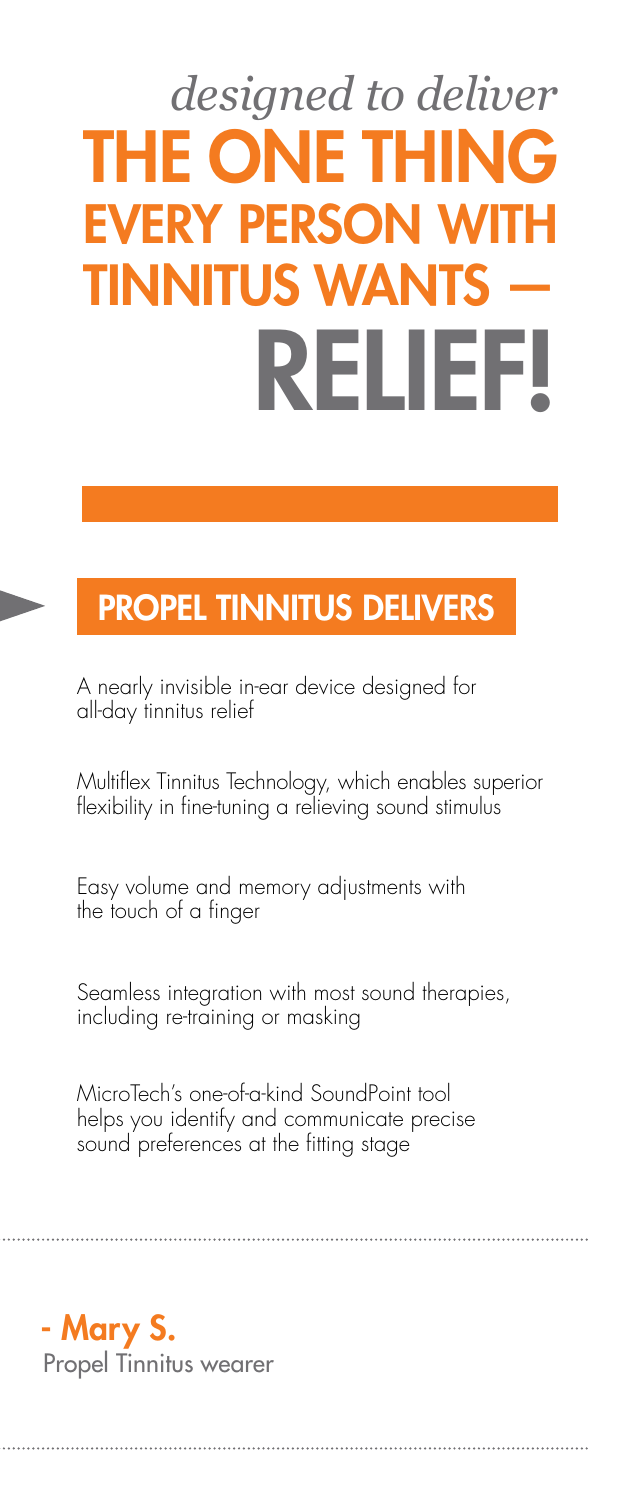*designed to deliver*

# THE ONE THING EVERY PERSON WITH TINNITUS WANTS — RELIEF!

## PROPEL TINNITUS DELIVERS

A nearly invisible in-ear device designed for all-day tinnitus relief

Multiflex Tinnitus Technology, which enables superior flexibility in fine-tuning a relieving sound stimulus

Easy volume and memory adjustments with the touch of a finger

Seamless integration with most sound therapies, including re-training or masking

MicroTech's one-of-a-kind SoundPoint tool helps you identify and communicate precise sound preferences at the fitting stage

---

**- Mary S.**
Propel Tinnitus wearer

---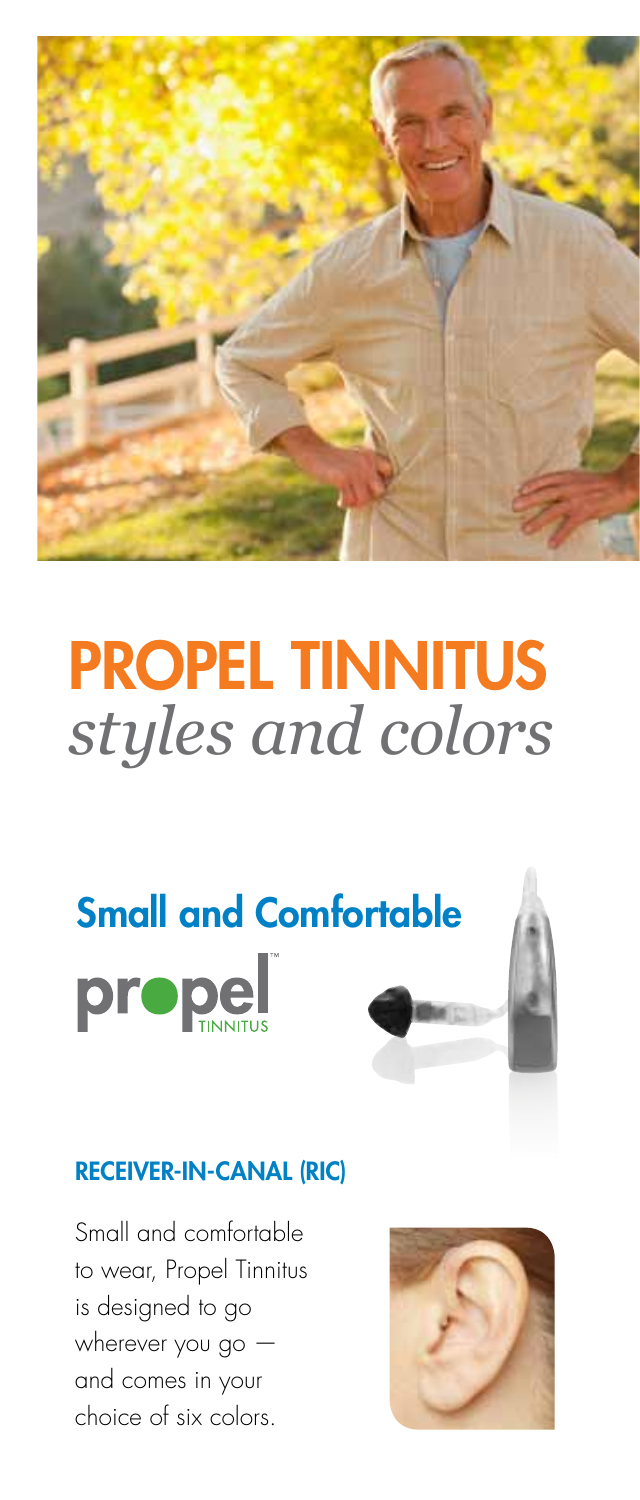# PROPEL TINNITUS

*styles and colors*

## Small and Comfortable

propel™ TINNITUS

### RECEIVER-IN-CANAL (RIC)

Small and comfortable to wear, Propel Tinnitus is designed to go wherever you go — and comes in your choice of six colors.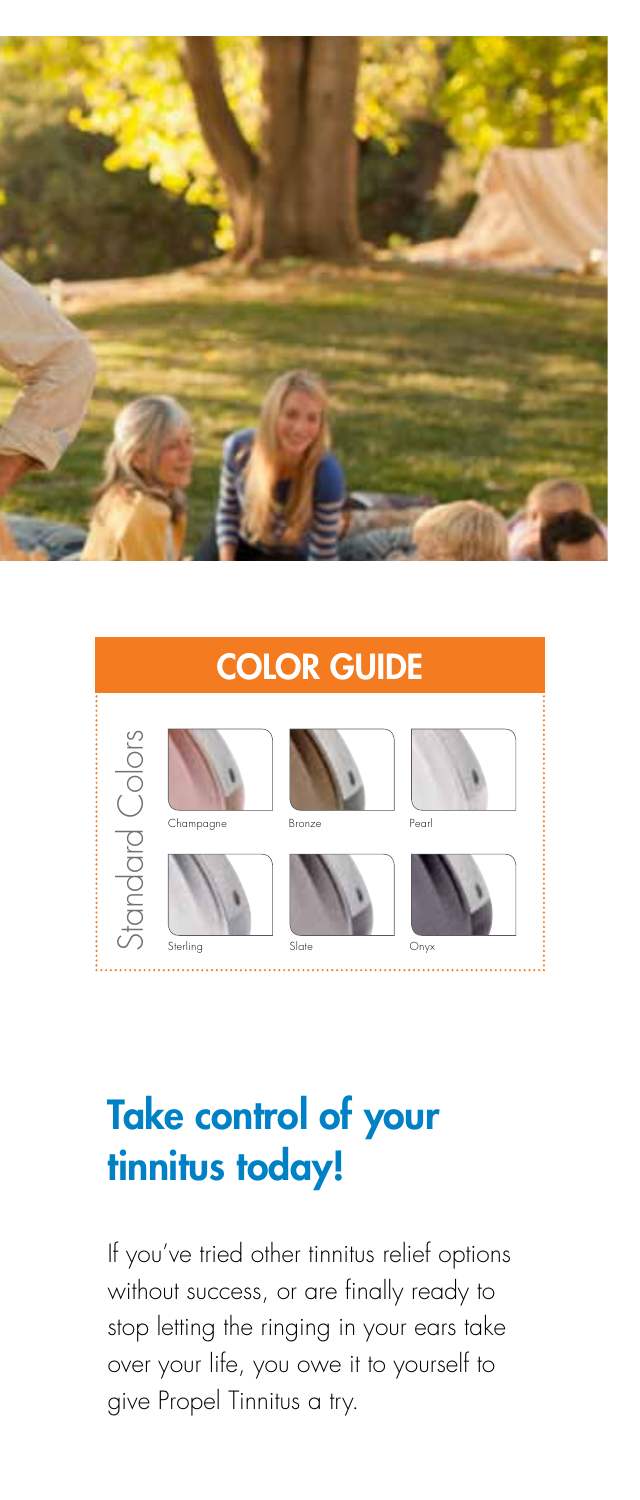## COLOR GUIDE

**Standard Colors**

Champagne | Bronze | Pearl

Sterling | Slate | Onyx

# Take control of your tinnitus today!

If you've tried other tinnitus relief options without success, or are finally ready to stop letting the ringing in your ears take over your life, you owe it to yourself to give Propel Tinnitus a try.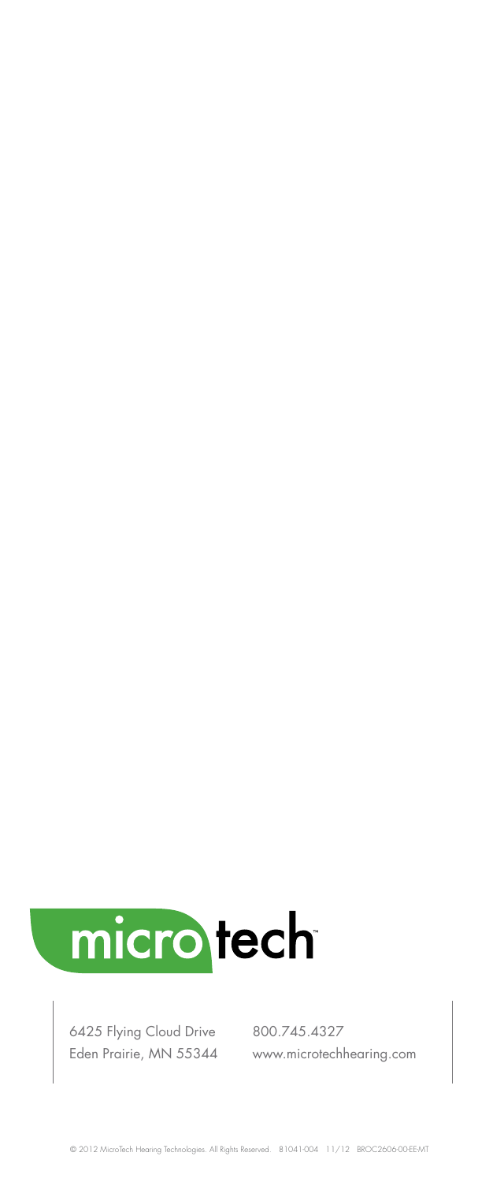microtech™

6425 Flying Cloud Drive
Eden Prairie, MN 55344

800.745.4327
www.microtechhearing.com

© 2012 MicroTech Hearing Technologies. All Rights Reserved. 81041-004 11/12 BROC2606-00-EE-MT